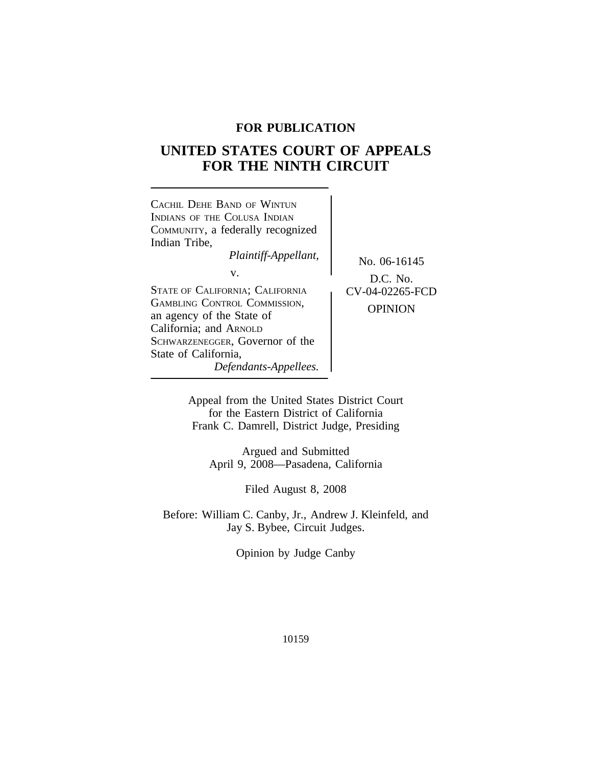**FOR PUBLICATION**

# UNITED STATES COURT OF APPEALS FOR THE NINTH CIRCUIT

CACHIL DEHE BAND OF WINTUN INDIANS OF THE COLUSA INDIAN COMMUNITY, a federally recognized Indian Tribe,
*Plaintiff-Appellant,*

v.

STATE OF CALIFORNIA; CALIFORNIA GAMBLING CONTROL COMMISSION, an agency of the State of California; and ARNOLD SCHWARZENEGGER, Governor of the State of California,
*Defendants-Appellees.*

No. 06-16145

D.C. No. CV-04-02265-FCD

OPINION

Appeal from the United States District Court for the Eastern District of California
Frank C. Damrell, District Judge, Presiding

Argued and Submitted
April 9, 2008—Pasadena, California

Filed August 8, 2008

Before: William C. Canby, Jr., Andrew J. Kleinfeld, and Jay S. Bybee, Circuit Judges.

Opinion by Judge Canby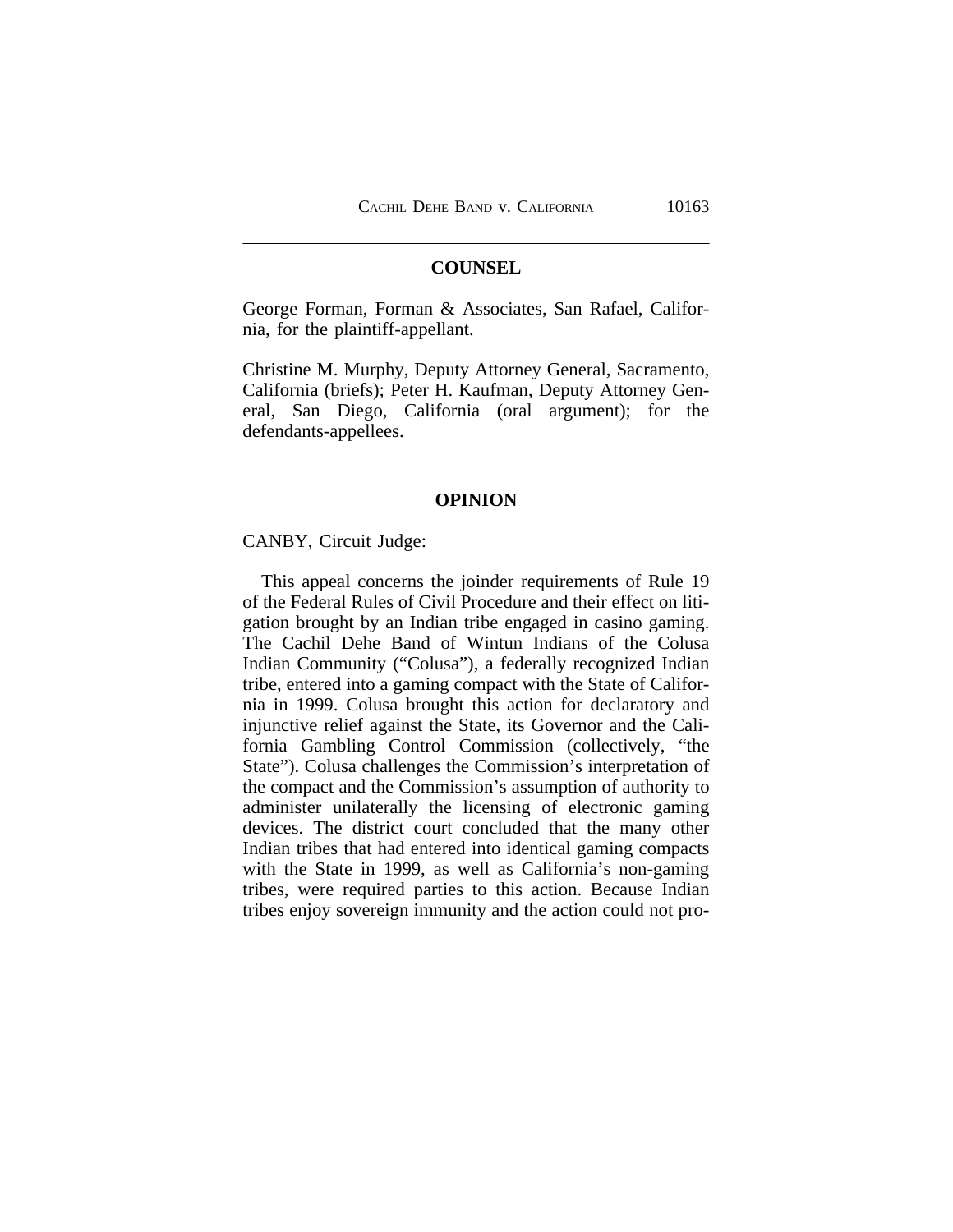## COUNSEL

George Forman, Forman & Associates, San Rafael, California, for the plaintiff-appellant.

Christine M. Murphy, Deputy Attorney General, Sacramento, California (briefs); Peter H. Kaufman, Deputy Attorney General, San Diego, California (oral argument); for the defendants-appellees.

## OPINION

CANBY, Circuit Judge:

This appeal concerns the joinder requirements of Rule 19 of the Federal Rules of Civil Procedure and their effect on litigation brought by an Indian tribe engaged in casino gaming. The Cachil Dehe Band of Wintun Indians of the Colusa Indian Community ("Colusa"), a federally recognized Indian tribe, entered into a gaming compact with the State of California in 1999. Colusa brought this action for declaratory and injunctive relief against the State, its Governor and the California Gambling Control Commission (collectively, "the State"). Colusa challenges the Commission's interpretation of the compact and the Commission's assumption of authority to administer unilaterally the licensing of electronic gaming devices. The district court concluded that the many other Indian tribes that had entered into identical gaming compacts with the State in 1999, as well as California's non-gaming tribes, were required parties to this action. Because Indian tribes enjoy sovereign immunity and the action could not pro-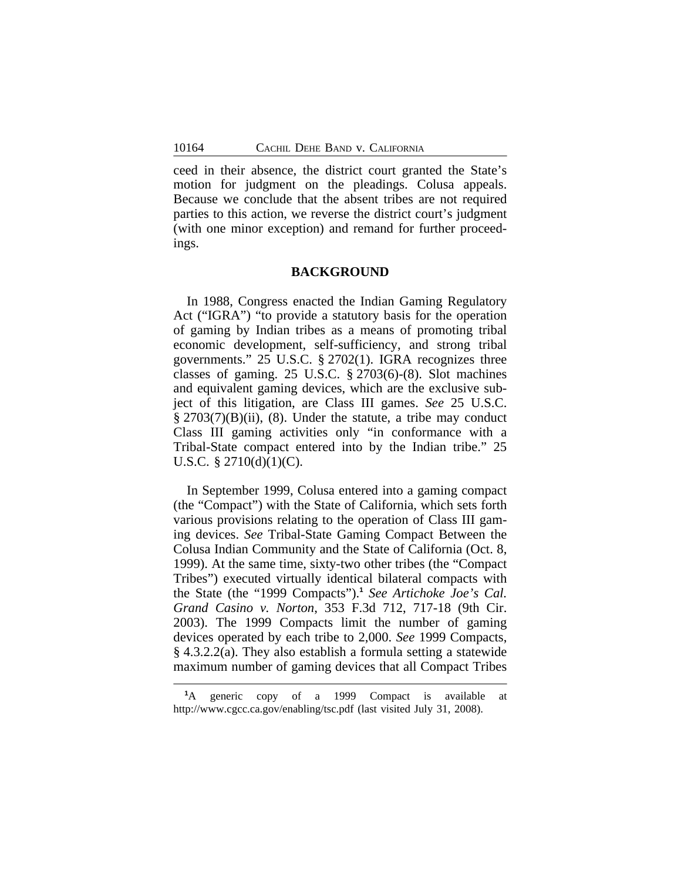ceed in their absence, the district court granted the State's motion for judgment on the pleadings. Colusa appeals. Because we conclude that the absent tribes are not required parties to this action, we reverse the district court's judgment (with one minor exception) and remand for further proceedings.

## BACKGROUND

In 1988, Congress enacted the Indian Gaming Regulatory Act ("IGRA") "to provide a statutory basis for the operation of gaming by Indian tribes as a means of promoting tribal economic development, self-sufficiency, and strong tribal governments." 25 U.S.C. § 2702(1). IGRA recognizes three classes of gaming. 25 U.S.C. § 2703(6)-(8). Slot machines and equivalent gaming devices, which are the exclusive subject of this litigation, are Class III games. *See* 25 U.S.C. § 2703(7)(B)(ii), (8). Under the statute, a tribe may conduct Class III gaming activities only "in conformance with a Tribal-State compact entered into by the Indian tribe." 25 U.S.C. § 2710(d)(1)(C).

In September 1999, Colusa entered into a gaming compact (the "Compact") with the State of California, which sets forth various provisions relating to the operation of Class III gaming devices. *See* Tribal-State Gaming Compact Between the Colusa Indian Community and the State of California (Oct. 8, 1999). At the same time, sixty-two other tribes (the "Compact Tribes") executed virtually identical bilateral compacts with the State (the "1999 Compacts").[1] *See Artichoke Joe's Cal. Grand Casino v. Norton*, 353 F.3d 712, 717-18 (9th Cir. 2003). The 1999 Compacts limit the number of gaming devices operated by each tribe to 2,000. *See* 1999 Compacts, § 4.3.2.2(a). They also establish a formula setting a statewide maximum number of gaming devices that all Compact Tribes

---

[1] A generic copy of a 1999 Compact is available at http://www.cgcc.ca.gov/enabling/tsc.pdf (last visited July 31, 2008).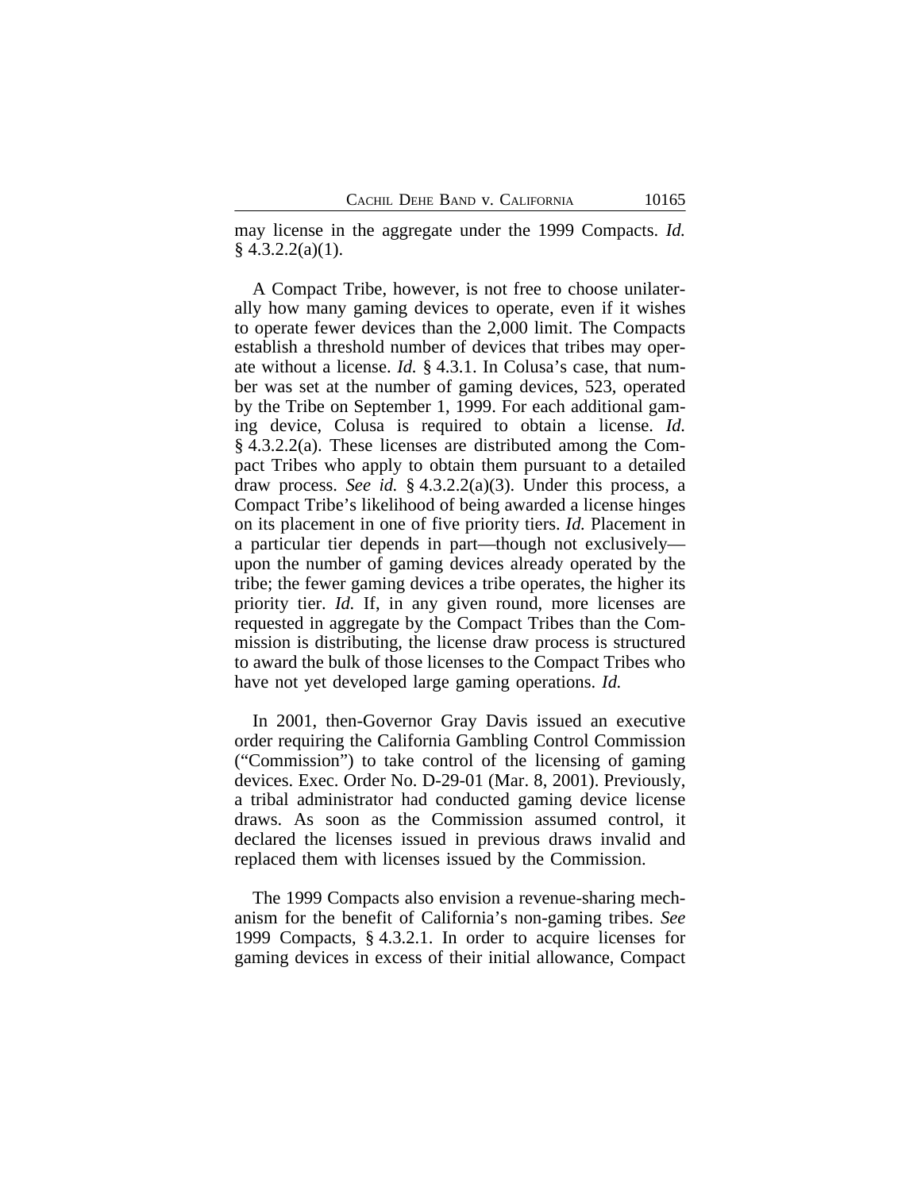may license in the aggregate under the 1999 Compacts. *Id.* § 4.3.2.2(a)(1).

A Compact Tribe, however, is not free to choose unilaterally how many gaming devices to operate, even if it wishes to operate fewer devices than the 2,000 limit. The Compacts establish a threshold number of devices that tribes may operate without a license. *Id.* § 4.3.1. In Colusa's case, that number was set at the number of gaming devices, 523, operated by the Tribe on September 1, 1999. For each additional gaming device, Colusa is required to obtain a license. *Id.* § 4.3.2.2(a). These licenses are distributed among the Compact Tribes who apply to obtain them pursuant to a detailed draw process. *See id.* § 4.3.2.2(a)(3). Under this process, a Compact Tribe's likelihood of being awarded a license hinges on its placement in one of five priority tiers. *Id.* Placement in a particular tier depends in part—though not exclusively—upon the number of gaming devices already operated by the tribe; the fewer gaming devices a tribe operates, the higher its priority tier. *Id.* If, in any given round, more licenses are requested in aggregate by the Compact Tribes than the Commission is distributing, the license draw process is structured to award the bulk of those licenses to the Compact Tribes who have not yet developed large gaming operations. *Id.*

In 2001, then-Governor Gray Davis issued an executive order requiring the California Gambling Control Commission ("Commission") to take control of the licensing of gaming devices. Exec. Order No. D-29-01 (Mar. 8, 2001). Previously, a tribal administrator had conducted gaming device license draws. As soon as the Commission assumed control, it declared the licenses issued in previous draws invalid and replaced them with licenses issued by the Commission.

The 1999 Compacts also envision a revenue-sharing mechanism for the benefit of California's non-gaming tribes. *See* 1999 Compacts, § 4.3.2.1. In order to acquire licenses for gaming devices in excess of their initial allowance, Compact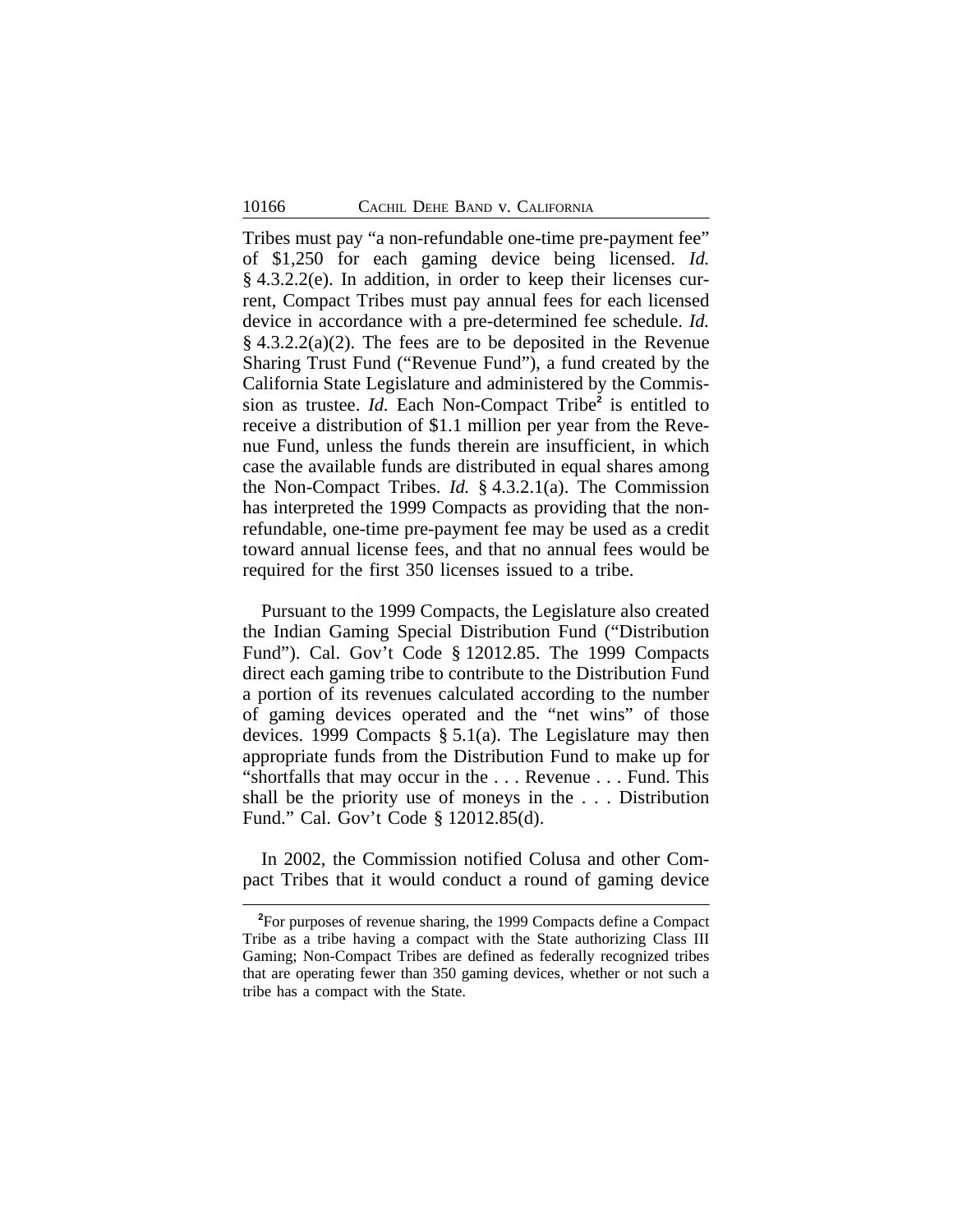Tribes must pay "a non-refundable one-time pre-payment fee" of $1,250 for each gaming device being licensed. *Id.* § 4.3.2.2(e). In addition, in order to keep their licenses current, Compact Tribes must pay annual fees for each licensed device in accordance with a pre-determined fee schedule. *Id.* § 4.3.2.2(a)(2). The fees are to be deposited in the Revenue Sharing Trust Fund ("Revenue Fund"), a fund created by the California State Legislature and administered by the Commission as trustee. *Id.* Each Non-Compact Tribe[2] is entitled to receive a distribution of $1.1 million per year from the Revenue Fund, unless the funds therein are insufficient, in which case the available funds are distributed in equal shares among the Non-Compact Tribes. *Id.* § 4.3.2.1(a). The Commission has interpreted the 1999 Compacts as providing that the non-refundable, one-time pre-payment fee may be used as a credit toward annual license fees, and that no annual fees would be required for the first 350 licenses issued to a tribe.

Pursuant to the 1999 Compacts, the Legislature also created the Indian Gaming Special Distribution Fund ("Distribution Fund"). Cal. Gov't Code § 12012.85. The 1999 Compacts direct each gaming tribe to contribute to the Distribution Fund a portion of its revenues calculated according to the number of gaming devices operated and the "net wins" of those devices. 1999 Compacts § 5.1(a). The Legislature may then appropriate funds from the Distribution Fund to make up for "shortfalls that may occur in the . . . Revenue . . . Fund. This shall be the priority use of moneys in the . . . Distribution Fund." Cal. Gov't Code § 12012.85(d).

In 2002, the Commission notified Colusa and other Compact Tribes that it would conduct a round of gaming device

[2]For purposes of revenue sharing, the 1999 Compacts define a Compact Tribe as a tribe having a compact with the State authorizing Class III Gaming; Non-Compact Tribes are defined as federally recognized tribes that are operating fewer than 350 gaming devices, whether or not such a tribe has a compact with the State.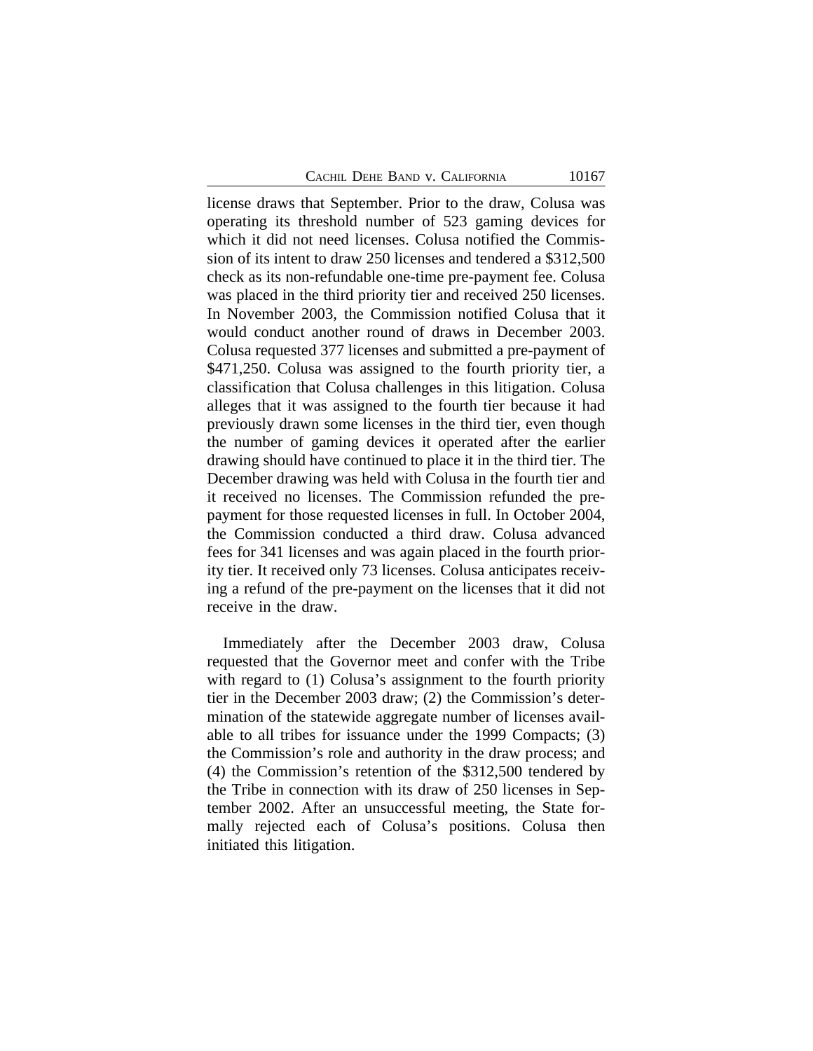license draws that September. Prior to the draw, Colusa was operating its threshold number of 523 gaming devices for which it did not need licenses. Colusa notified the Commission of its intent to draw 250 licenses and tendered a $312,500 check as its non-refundable one-time pre-payment fee. Colusa was placed in the third priority tier and received 250 licenses. In November 2003, the Commission notified Colusa that it would conduct another round of draws in December 2003. Colusa requested 377 licenses and submitted a pre-payment of $471,250. Colusa was assigned to the fourth priority tier, a classification that Colusa challenges in this litigation. Colusa alleges that it was assigned to the fourth tier because it had previously drawn some licenses in the third tier, even though the number of gaming devices it operated after the earlier drawing should have continued to place it in the third tier. The December drawing was held with Colusa in the fourth tier and it received no licenses. The Commission refunded the pre-payment for those requested licenses in full. In October 2004, the Commission conducted a third draw. Colusa advanced fees for 341 licenses and was again placed in the fourth priority tier. It received only 73 licenses. Colusa anticipates receiving a refund of the pre-payment on the licenses that it did not receive in the draw.

Immediately after the December 2003 draw, Colusa requested that the Governor meet and confer with the Tribe with regard to (1) Colusa's assignment to the fourth priority tier in the December 2003 draw; (2) the Commission's determination of the statewide aggregate number of licenses available to all tribes for issuance under the 1999 Compacts; (3) the Commission's role and authority in the draw process; and (4) the Commission's retention of the $312,500 tendered by the Tribe in connection with its draw of 250 licenses in September 2002. After an unsuccessful meeting, the State formally rejected each of Colusa's positions. Colusa then initiated this litigation.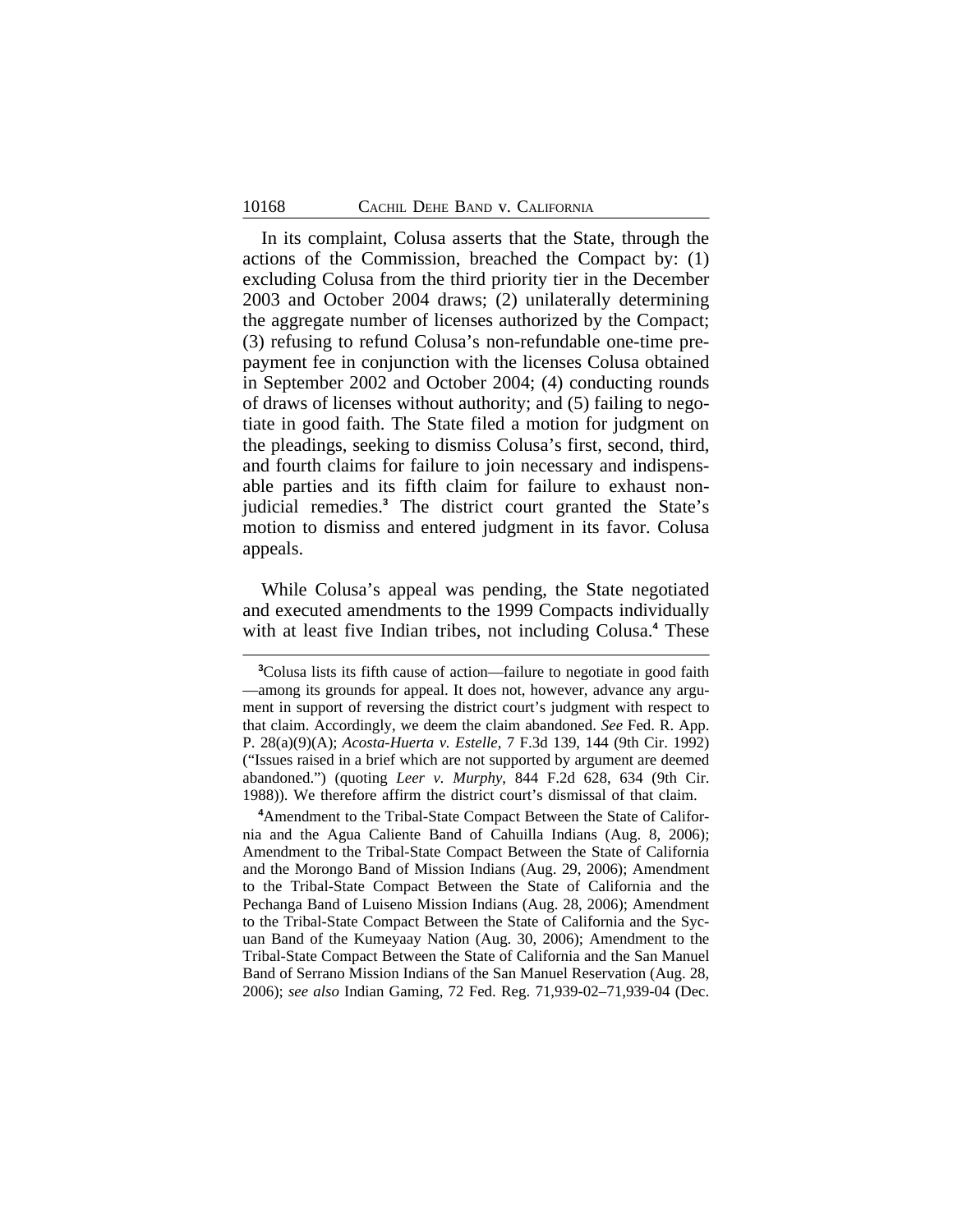In its complaint, Colusa asserts that the State, through the actions of the Commission, breached the Compact by: (1) excluding Colusa from the third priority tier in the December 2003 and October 2004 draws; (2) unilaterally determining the aggregate number of licenses authorized by the Compact; (3) refusing to refund Colusa's non-refundable one-time prepayment fee in conjunction with the licenses Colusa obtained in September 2002 and October 2004; (4) conducting rounds of draws of licenses without authority; and (5) failing to negotiate in good faith. The State filed a motion for judgment on the pleadings, seeking to dismiss Colusa's first, second, third, and fourth claims for failure to join necessary and indispensable parties and its fifth claim for failure to exhaust non-judicial remedies.[3] The district court granted the State's motion to dismiss and entered judgment in its favor. Colusa appeals.

While Colusa's appeal was pending, the State negotiated and executed amendments to the 1999 Compacts individually with at least five Indian tribes, not including Colusa.[4] These

[3] Colusa lists its fifth cause of action—failure to negotiate in good faith—among its grounds for appeal. It does not, however, advance any argument in support of reversing the district court's judgment with respect to that claim. Accordingly, we deem the claim abandoned. *See* Fed. R. App. P. 28(a)(9)(A); *Acosta-Huerta v. Estelle*, 7 F.3d 139, 144 (9th Cir. 1992) ("Issues raised in a brief which are not supported by argument are deemed abandoned.") (quoting *Leer v. Murphy*, 844 F.2d 628, 634 (9th Cir. 1988)). We therefore affirm the district court's dismissal of that claim.

[4] Amendment to the Tribal-State Compact Between the State of California and the Agua Caliente Band of Cahuilla Indians (Aug. 8, 2006); Amendment to the Tribal-State Compact Between the State of California and the Morongo Band of Mission Indians (Aug. 29, 2006); Amendment to the Tribal-State Compact Between the State of California and the Pechanga Band of Luiseno Mission Indians (Aug. 28, 2006); Amendment to the Tribal-State Compact Between the State of California and the Sycuan Band of the Kumeyaay Nation (Aug. 30, 2006); Amendment to the Tribal-State Compact Between the State of California and the San Manuel Band of Serrano Mission Indians of the San Manuel Reservation (Aug. 28, 2006); *see also* Indian Gaming, 72 Fed. Reg. 71,939-02–71,939-04 (Dec.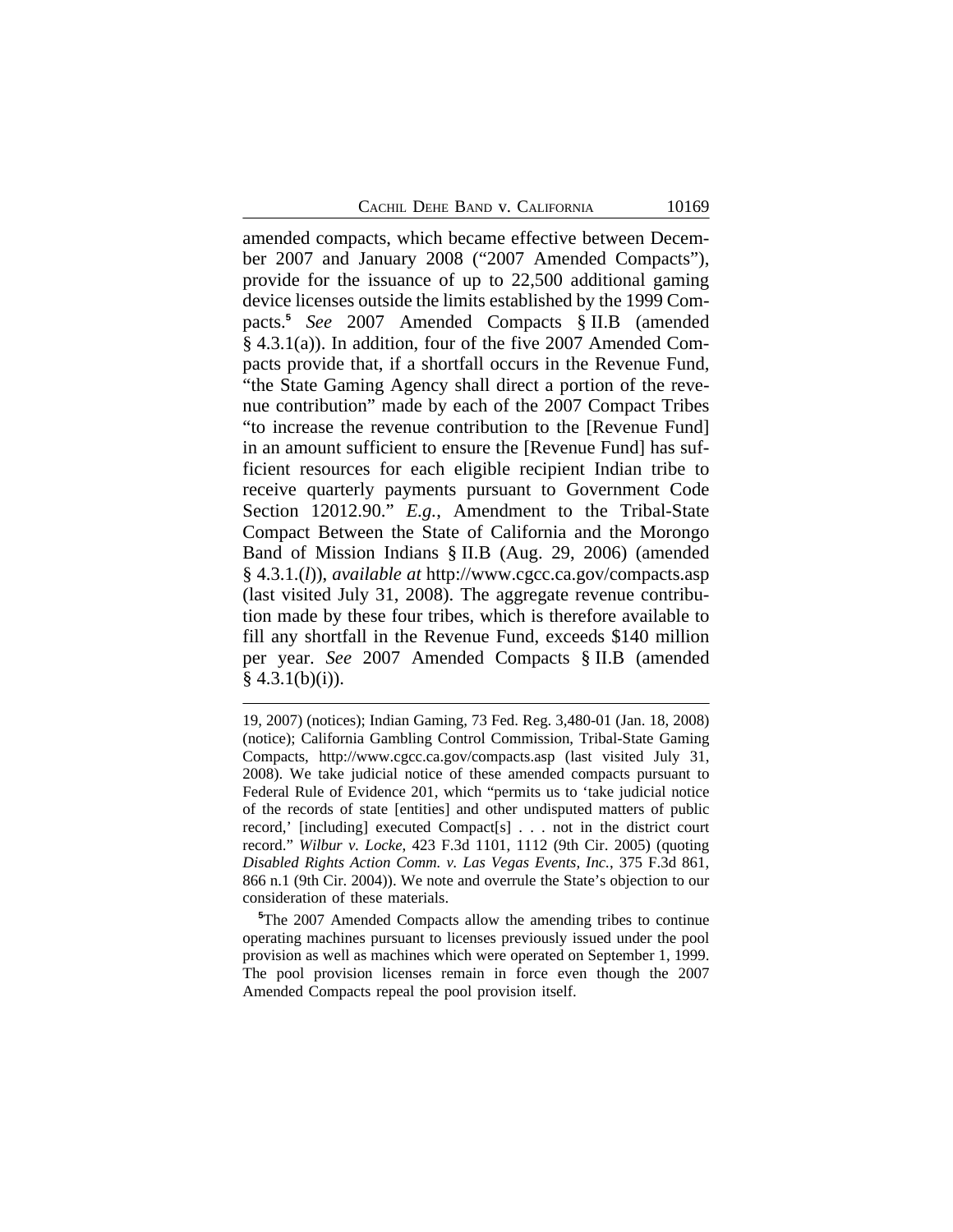amended compacts, which became effective between December 2007 and January 2008 ("2007 Amended Compacts"), provide for the issuance of up to 22,500 additional gaming device licenses outside the limits established by the 1999 Compacts.[5] *See* 2007 Amended Compacts § II.B (amended § 4.3.1(a)). In addition, four of the five 2007 Amended Compacts provide that, if a shortfall occurs in the Revenue Fund, "the State Gaming Agency shall direct a portion of the revenue contribution" made by each of the 2007 Compact Tribes "to increase the revenue contribution to the [Revenue Fund] in an amount sufficient to ensure the [Revenue Fund] has sufficient resources for each eligible recipient Indian tribe to receive quarterly payments pursuant to Government Code Section 12012.90." *E.g.*, Amendment to the Tribal-State Compact Between the State of California and the Morongo Band of Mission Indians § II.B (Aug. 29, 2006) (amended § 4.3.1.(*l*)), *available at* http://www.cgcc.ca.gov/compacts.asp (last visited July 31, 2008). The aggregate revenue contribution made by these four tribes, which is therefore available to fill any shortfall in the Revenue Fund, exceeds $140 million per year. *See* 2007 Amended Compacts § II.B (amended § 4.3.1(b)(i)).

---

19, 2007) (notices); Indian Gaming, 73 Fed. Reg. 3,480-01 (Jan. 18, 2008) (notice); California Gambling Control Commission, Tribal-State Gaming Compacts, http://www.cgcc.ca.gov/compacts.asp (last visited July 31, 2008). We take judicial notice of these amended compacts pursuant to Federal Rule of Evidence 201, which "permits us to 'take judicial notice of the records of state [entities] and other undisputed matters of public record,' [including] executed Compact[s] . . . not in the district court record." *Wilbur v. Locke*, 423 F.3d 1101, 1112 (9th Cir. 2005) (quoting *Disabled Rights Action Comm. v. Las Vegas Events, Inc.*, 375 F.3d 861, 866 n.1 (9th Cir. 2004)). We note and overrule the State's objection to our consideration of these materials.

[5]The 2007 Amended Compacts allow the amending tribes to continue operating machines pursuant to licenses previously issued under the pool provision as well as machines which were operated on September 1, 1999. The pool provision licenses remain in force even though the 2007 Amended Compacts repeal the pool provision itself.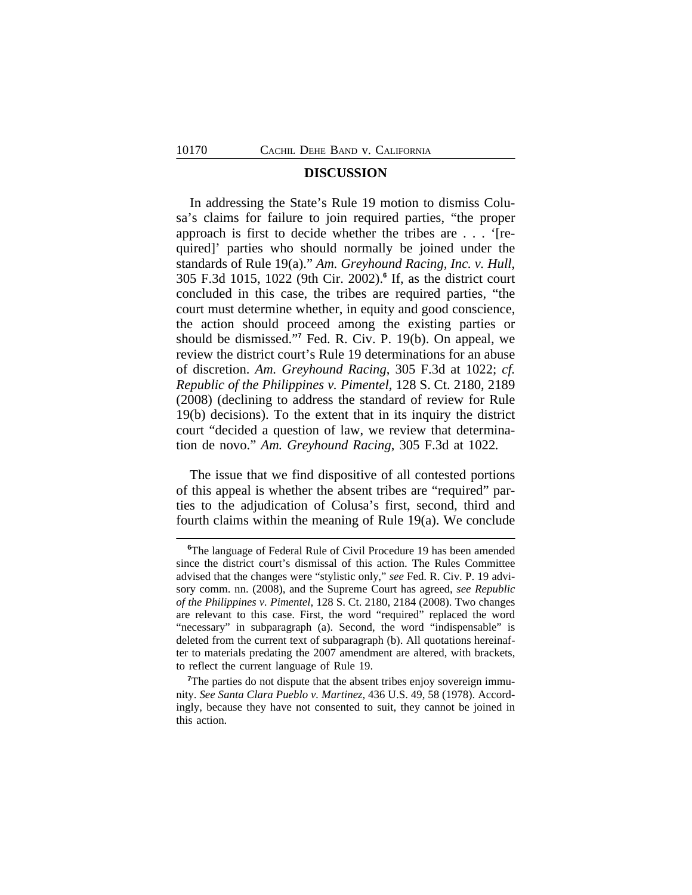## DISCUSSION

In addressing the State's Rule 19 motion to dismiss Colusa's claims for failure to join required parties, "the proper approach is first to decide whether the tribes are . . . '[required]' parties who should normally be joined under the standards of Rule 19(a)." *Am. Greyhound Racing, Inc. v. Hull*, 305 F.3d 1015, 1022 (9th Cir. 2002).[6] If, as the district court concluded in this case, the tribes are required parties, "the court must determine whether, in equity and good conscience, the action should proceed among the existing parties or should be dismissed."[7] Fed. R. Civ. P. 19(b). On appeal, we review the district court's Rule 19 determinations for an abuse of discretion. *Am. Greyhound Racing*, 305 F.3d at 1022; *cf. Republic of the Philippines v. Pimentel*, 128 S. Ct. 2180, 2189 (2008) (declining to address the standard of review for Rule 19(b) decisions). To the extent that in its inquiry the district court "decided a question of law, we review that determination de novo." *Am. Greyhound Racing*, 305 F.3d at 1022.

The issue that we find dispositive of all contested portions of this appeal is whether the absent tribes are "required" parties to the adjudication of Colusa's first, second, third and fourth claims within the meaning of Rule 19(a). We conclude

---

[6] The language of Federal Rule of Civil Procedure 19 has been amended since the district court's dismissal of this action. The Rules Committee advised that the changes were "stylistic only," *see* Fed. R. Civ. P. 19 advisory comm. nn. (2008), and the Supreme Court has agreed, *see Republic of the Philippines v. Pimentel*, 128 S. Ct. 2180, 2184 (2008). Two changes are relevant to this case. First, the word "required" replaced the word "necessary" in subparagraph (a). Second, the word "indispensable" is deleted from the current text of subparagraph (b). All quotations hereinafter to materials predating the 2007 amendment are altered, with brackets, to reflect the current language of Rule 19.

[7] The parties do not dispute that the absent tribes enjoy sovereign immunity. *See Santa Clara Pueblo v. Martinez*, 436 U.S. 49, 58 (1978). Accordingly, because they have not consented to suit, they cannot be joined in this action.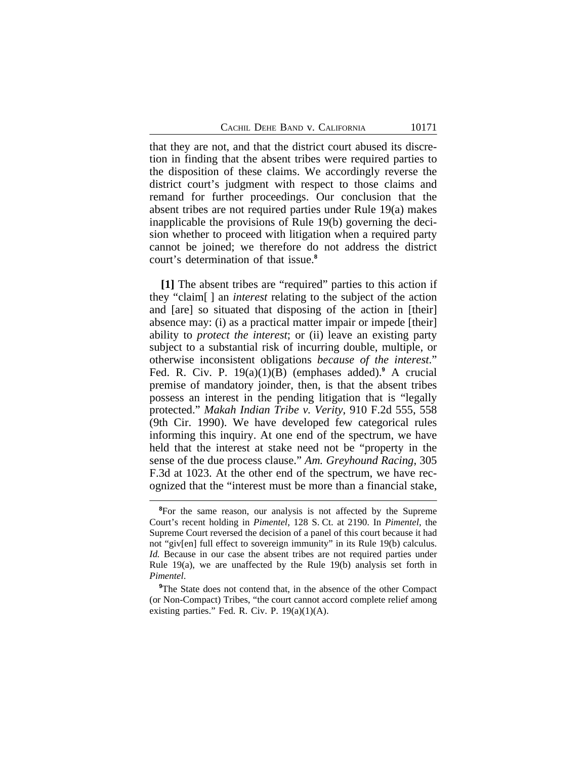that they are not, and that the district court abused its discretion in finding that the absent tribes were required parties to the disposition of these claims. We accordingly reverse the district court's judgment with respect to those claims and remand for further proceedings. Our conclusion that the absent tribes are not required parties under Rule 19(a) makes inapplicable the provisions of Rule 19(b) governing the decision whether to proceed with litigation when a required party cannot be joined; we therefore do not address the district court's determination of that issue.[8]

**[1]** The absent tribes are "required" parties to this action if they "claim[ ] an *interest* relating to the subject of the action and [are] so situated that disposing of the action in [their] absence may: (i) as a practical matter impair or impede [their] ability to *protect the interest*; or (ii) leave an existing party subject to a substantial risk of incurring double, multiple, or otherwise inconsistent obligations *because of the interest*." Fed. R. Civ. P. 19(a)(1)(B) (emphases added).[9] A crucial premise of mandatory joinder, then, is that the absent tribes possess an interest in the pending litigation that is "legally protected." *Makah Indian Tribe v. Verity*, 910 F.2d 555, 558 (9th Cir. 1990). We have developed few categorical rules informing this inquiry. At one end of the spectrum, we have held that the interest at stake need not be "property in the sense of the due process clause." *Am. Greyhound Racing*, 305 F.3d at 1023. At the other end of the spectrum, we have recognized that the "interest must be more than a financial stake,

[8]For the same reason, our analysis is not affected by the Supreme Court's recent holding in *Pimentel*, 128 S. Ct. at 2190. In *Pimentel*, the Supreme Court reversed the decision of a panel of this court because it had not "giv[en] full effect to sovereign immunity" in its Rule 19(b) calculus. *Id.* Because in our case the absent tribes are not required parties under Rule 19(a), we are unaffected by the Rule 19(b) analysis set forth in *Pimentel*.

[9]The State does not contend that, in the absence of the other Compact (or Non-Compact) Tribes, "the court cannot accord complete relief among existing parties." Fed. R. Civ. P. 19(a)(1)(A).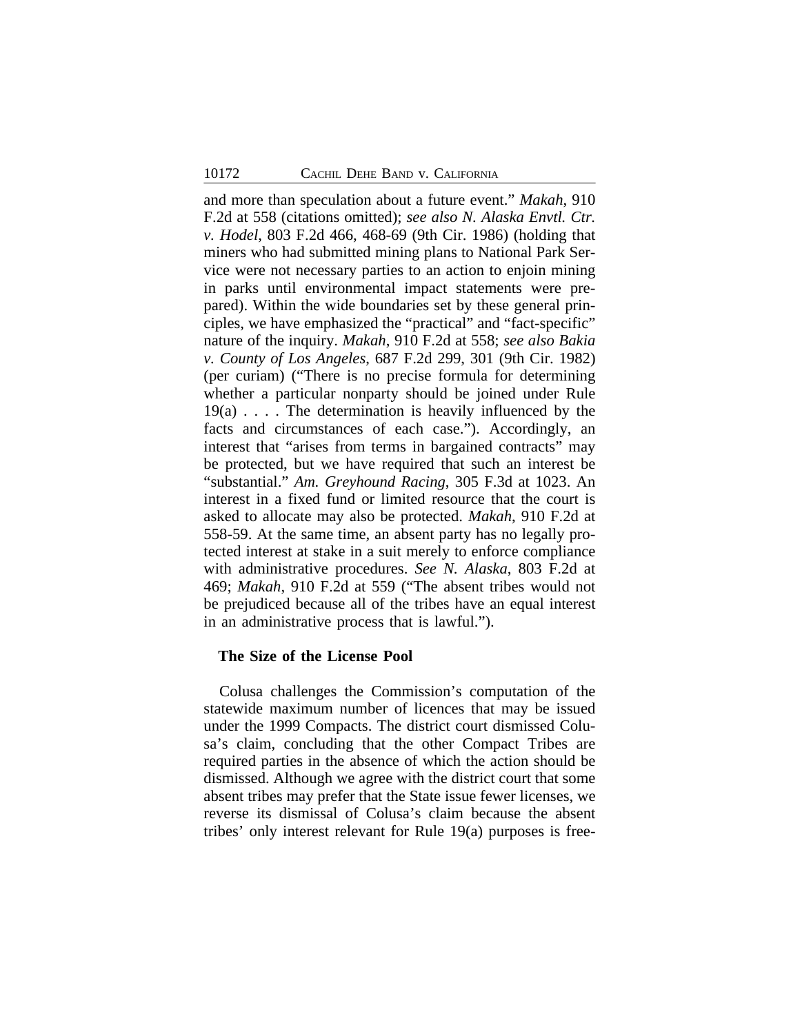and more than speculation about a future event." *Makah*, 910 F.2d at 558 (citations omitted); *see also N. Alaska Envtl. Ctr. v. Hodel*, 803 F.2d 466, 468-69 (9th Cir. 1986) (holding that miners who had submitted mining plans to National Park Service were not necessary parties to an action to enjoin mining in parks until environmental impact statements were prepared). Within the wide boundaries set by these general principles, we have emphasized the "practical" and "fact-specific" nature of the inquiry. *Makah*, 910 F.2d at 558; *see also Bakia v. County of Los Angeles*, 687 F.2d 299, 301 (9th Cir. 1982) (per curiam) ("There is no precise formula for determining whether a particular nonparty should be joined under Rule 19(a) . . . . The determination is heavily influenced by the facts and circumstances of each case."). Accordingly, an interest that "arises from terms in bargained contracts" may be protected, but we have required that such an interest be "substantial." *Am. Greyhound Racing*, 305 F.3d at 1023. An interest in a fixed fund or limited resource that the court is asked to allocate may also be protected. *Makah*, 910 F.2d at 558-59. At the same time, an absent party has no legally protected interest at stake in a suit merely to enforce compliance with administrative procedures. *See N. Alaska*, 803 F.2d at 469; *Makah*, 910 F.2d at 559 ("The absent tribes would not be prejudiced because all of the tribes have an equal interest in an administrative process that is lawful.").

**The Size of the License Pool**

Colusa challenges the Commission's computation of the statewide maximum number of licences that may be issued under the 1999 Compacts. The district court dismissed Colusa's claim, concluding that the other Compact Tribes are required parties in the absence of which the action should be dismissed. Although we agree with the district court that some absent tribes may prefer that the State issue fewer licenses, we reverse its dismissal of Colusa's claim because the absent tribes' only interest relevant for Rule 19(a) purposes is free-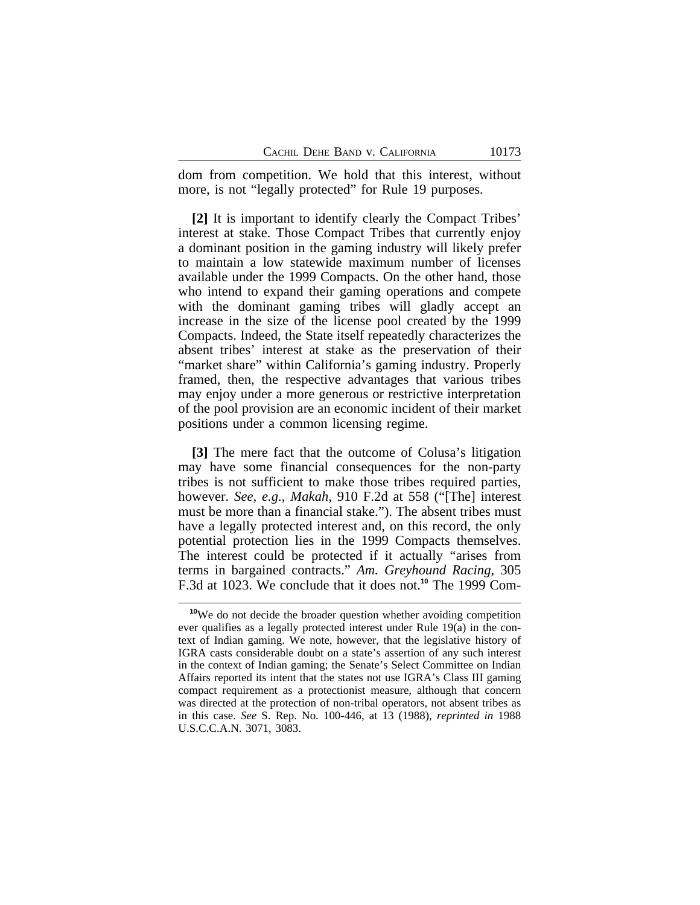dom from competition. We hold that this interest, without more, is not "legally protected" for Rule 19 purposes.

**[2]** It is important to identify clearly the Compact Tribes' interest at stake. Those Compact Tribes that currently enjoy a dominant position in the gaming industry will likely prefer to maintain a low statewide maximum number of licenses available under the 1999 Compacts. On the other hand, those who intend to expand their gaming operations and compete with the dominant gaming tribes will gladly accept an increase in the size of the license pool created by the 1999 Compacts. Indeed, the State itself repeatedly characterizes the absent tribes' interest at stake as the preservation of their "market share" within California's gaming industry. Properly framed, then, the respective advantages that various tribes may enjoy under a more generous or restrictive interpretation of the pool provision are an economic incident of their market positions under a common licensing regime.

**[3]** The mere fact that the outcome of Colusa's litigation may have some financial consequences for the non-party tribes is not sufficient to make those tribes required parties, however. *See, e.g.*, *Makah*, 910 F.2d at 558 ("[The] interest must be more than a financial stake."). The absent tribes must have a legally protected interest and, on this record, the only potential protection lies in the 1999 Compacts themselves. The interest could be protected if it actually "arises from terms in bargained contracts." *Am. Greyhound Racing*, 305 F.3d at 1023. We conclude that it does not.[10] The 1999 Com-

[10]We do not decide the broader question whether avoiding competition ever qualifies as a legally protected interest under Rule 19(a) in the context of Indian gaming. We note, however, that the legislative history of IGRA casts considerable doubt on a state's assertion of any such interest in the context of Indian gaming; the Senate's Select Committee on Indian Affairs reported its intent that the states not use IGRA's Class III gaming compact requirement as a protectionist measure, although that concern was directed at the protection of non-tribal operators, not absent tribes as in this case. *See* S. Rep. No. 100-446, at 13 (1988), *reprinted in* 1988 U.S.C.C.A.N. 3071, 3083.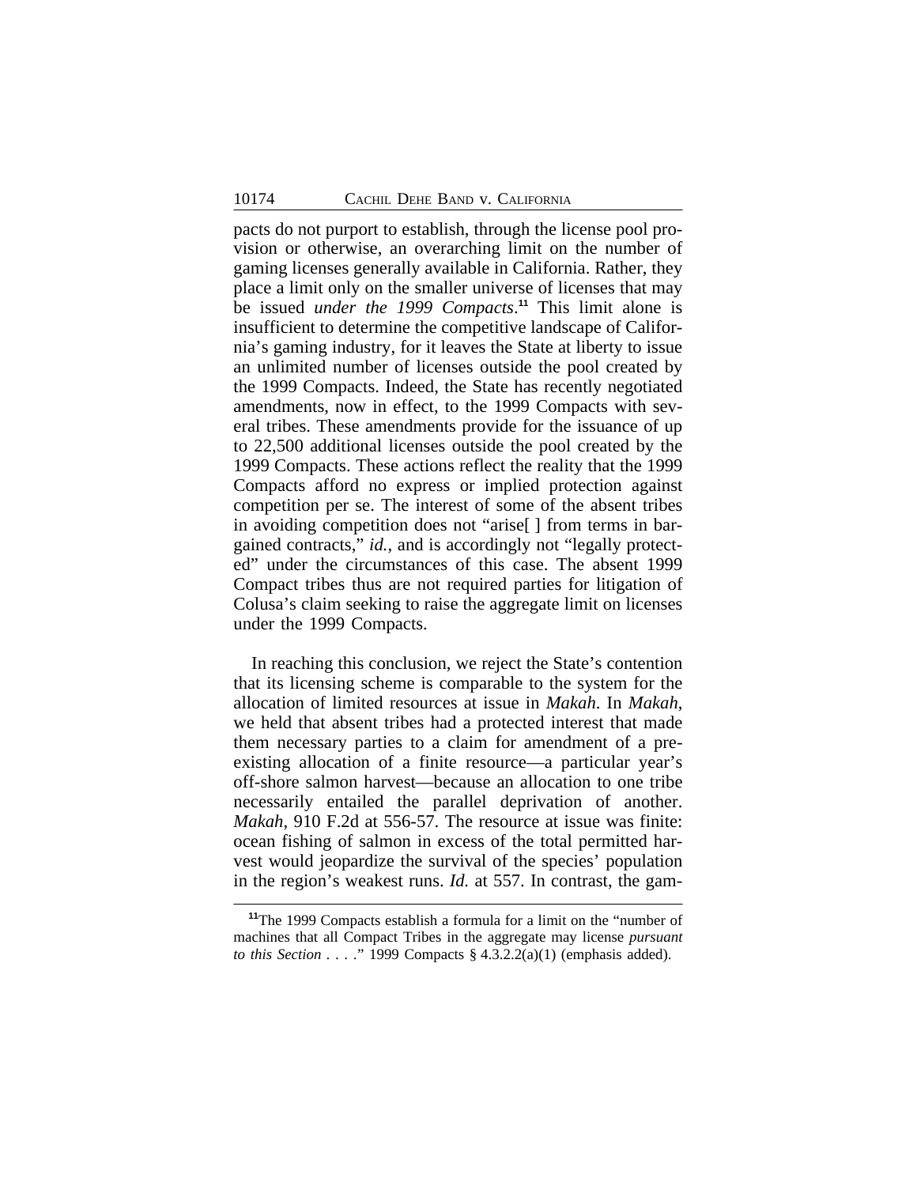pacts do not purport to establish, through the license pool provision or otherwise, an overarching limit on the number of gaming licenses generally available in California. Rather, they place a limit only on the smaller universe of licenses that may be issued *under the 1999 Compacts*.[11] This limit alone is insufficient to determine the competitive landscape of California's gaming industry, for it leaves the State at liberty to issue an unlimited number of licenses outside the pool created by the 1999 Compacts. Indeed, the State has recently negotiated amendments, now in effect, to the 1999 Compacts with several tribes. These amendments provide for the issuance of up to 22,500 additional licenses outside the pool created by the 1999 Compacts. These actions reflect the reality that the 1999 Compacts afford no express or implied protection against competition per se. The interest of some of the absent tribes in avoiding competition does not "arise[ ] from terms in bargained contracts," *id.*, and is accordingly not "legally protected" under the circumstances of this case. The absent 1999 Compact tribes thus are not required parties for litigation of Colusa's claim seeking to raise the aggregate limit on licenses under the 1999 Compacts.

In reaching this conclusion, we reject the State's contention that its licensing scheme is comparable to the system for the allocation of limited resources at issue in *Makah*. In *Makah*, we held that absent tribes had a protected interest that made them necessary parties to a claim for amendment of a pre-existing allocation of a finite resource—a particular year's off-shore salmon harvest—because an allocation to one tribe necessarily entailed the parallel deprivation of another. *Makah*, 910 F.2d at 556-57. The resource at issue was finite: ocean fishing of salmon in excess of the total permitted harvest would jeopardize the survival of the species' population in the region's weakest runs. *Id.* at 557. In contrast, the gam-

[11]The 1999 Compacts establish a formula for a limit on the "number of machines that all Compact Tribes in the aggregate may license *pursuant to this Section* . . . ." 1999 Compacts § 4.3.2.2(a)(1) (emphasis added).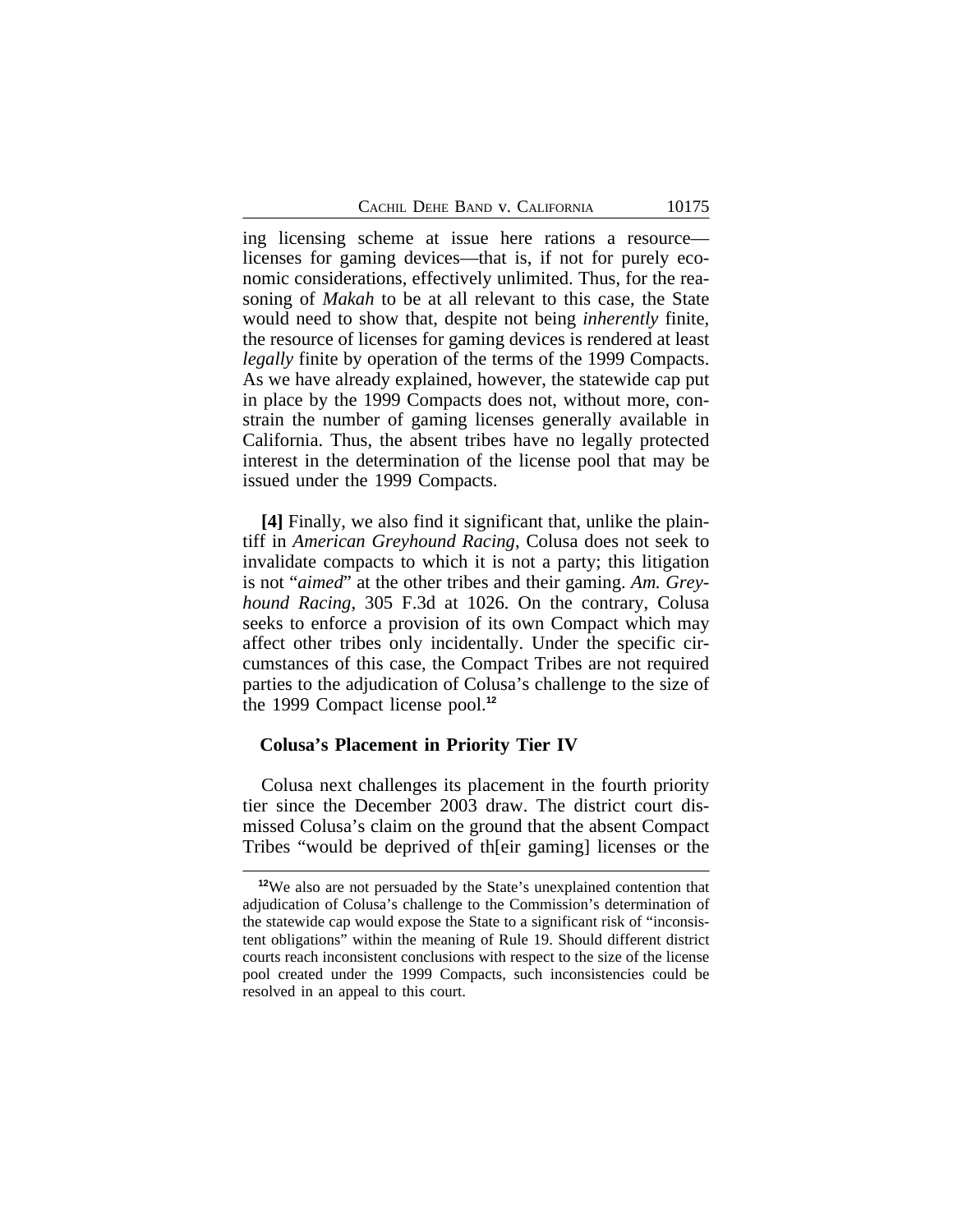ing licensing scheme at issue here rations a resource—licenses for gaming devices—that is, if not for purely economic considerations, effectively unlimited. Thus, for the reasoning of *Makah* to be at all relevant to this case, the State would need to show that, despite not being *inherently* finite, the resource of licenses for gaming devices is rendered at least *legally* finite by operation of the terms of the 1999 Compacts. As we have already explained, however, the statewide cap put in place by the 1999 Compacts does not, without more, constrain the number of gaming licenses generally available in California. Thus, the absent tribes have no legally protected interest in the determination of the license pool that may be issued under the 1999 Compacts.

**[4]** Finally, we also find it significant that, unlike the plaintiff in *American Greyhound Racing*, Colusa does not seek to invalidate compacts to which it is not a party; this litigation is not "*aimed*" at the other tribes and their gaming. *Am. Greyhound Racing*, 305 F.3d at 1026. On the contrary, Colusa seeks to enforce a provision of its own Compact which may affect other tribes only incidentally. Under the specific circumstances of this case, the Compact Tribes are not required parties to the adjudication of Colusa's challenge to the size of the 1999 Compact license pool.[12]

### Colusa's Placement in Priority Tier IV

Colusa next challenges its placement in the fourth priority tier since the December 2003 draw. The district court dismissed Colusa's claim on the ground that the absent Compact Tribes "would be deprived of th[eir gaming] licenses or the

[12] We also are not persuaded by the State's unexplained contention that adjudication of Colusa's challenge to the Commission's determination of the statewide cap would expose the State to a significant risk of "inconsistent obligations" within the meaning of Rule 19. Should different district courts reach inconsistent conclusions with respect to the size of the license pool created under the 1999 Compacts, such inconsistencies could be resolved in an appeal to this court.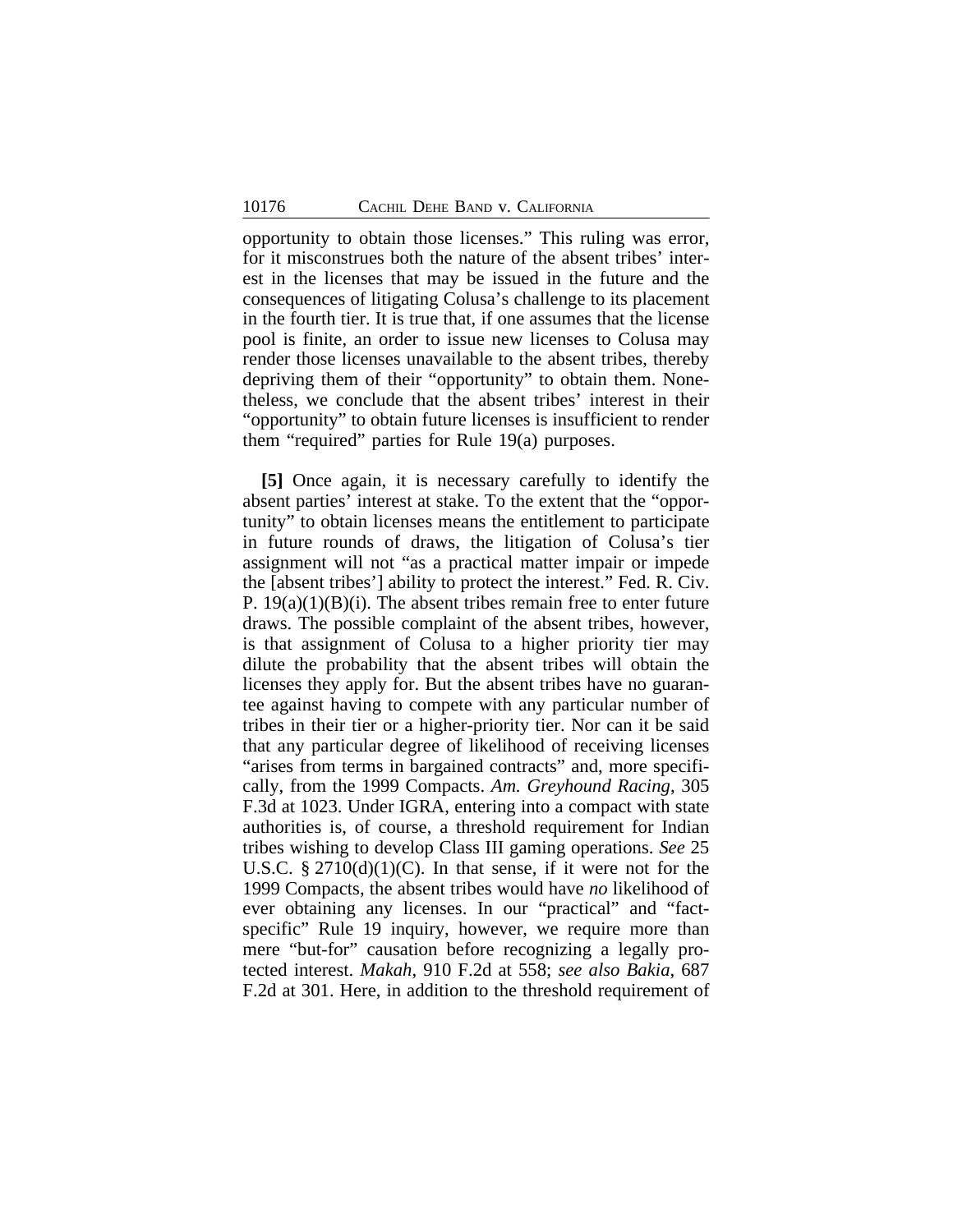opportunity to obtain those licenses." This ruling was error, for it misconstrues both the nature of the absent tribes' interest in the licenses that may be issued in the future and the consequences of litigating Colusa's challenge to its placement in the fourth tier. It is true that, if one assumes that the license pool is finite, an order to issue new licenses to Colusa may render those licenses unavailable to the absent tribes, thereby depriving them of their "opportunity" to obtain them. Nonetheless, we conclude that the absent tribes' interest in their "opportunity" to obtain future licenses is insufficient to render them "required" parties for Rule 19(a) purposes.

**[5]** Once again, it is necessary carefully to identify the absent parties' interest at stake. To the extent that the "opportunity" to obtain licenses means the entitlement to participate in future rounds of draws, the litigation of Colusa's tier assignment will not "as a practical matter impair or impede the [absent tribes'] ability to protect the interest." Fed. R. Civ. P. 19(a)(1)(B)(i). The absent tribes remain free to enter future draws. The possible complaint of the absent tribes, however, is that assignment of Colusa to a higher priority tier may dilute the probability that the absent tribes will obtain the licenses they apply for. But the absent tribes have no guarantee against having to compete with any particular number of tribes in their tier or a higher-priority tier. Nor can it be said that any particular degree of likelihood of receiving licenses "arises from terms in bargained contracts" and, more specifically, from the 1999 Compacts. *Am. Greyhound Racing*, 305 F.3d at 1023. Under IGRA, entering into a compact with state authorities is, of course, a threshold requirement for Indian tribes wishing to develop Class III gaming operations. *See* 25 U.S.C. § 2710(d)(1)(C). In that sense, if it were not for the 1999 Compacts, the absent tribes would have *no* likelihood of ever obtaining any licenses. In our "practical" and "fact-specific" Rule 19 inquiry, however, we require more than mere "but-for" causation before recognizing a legally protected interest. *Makah*, 910 F.2d at 558; *see also Bakia*, 687 F.2d at 301. Here, in addition to the threshold requirement of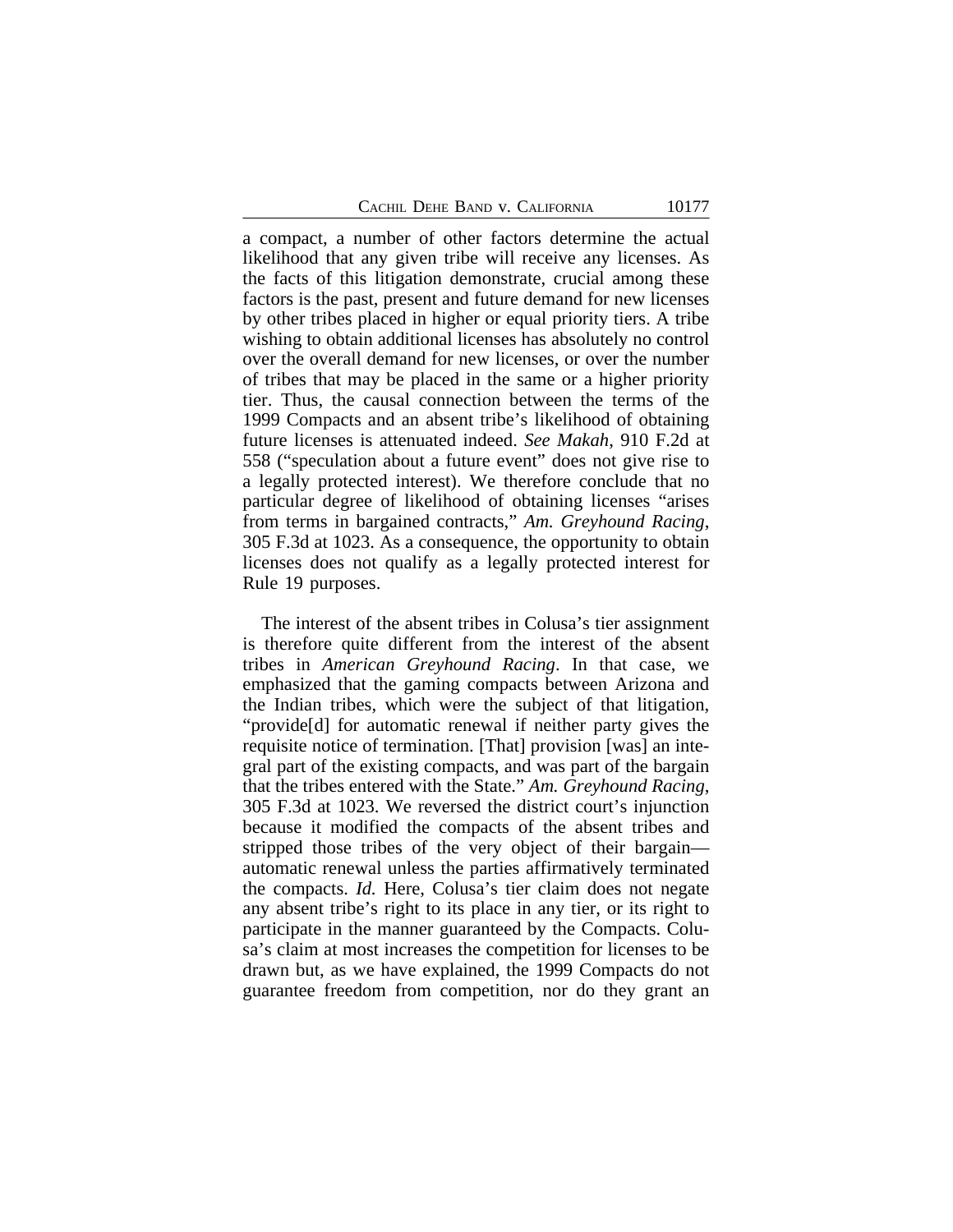a compact, a number of other factors determine the actual likelihood that any given tribe will receive any licenses. As the facts of this litigation demonstrate, crucial among these factors is the past, present and future demand for new licenses by other tribes placed in higher or equal priority tiers. A tribe wishing to obtain additional licenses has absolutely no control over the overall demand for new licenses, or over the number of tribes that may be placed in the same or a higher priority tier. Thus, the causal connection between the terms of the 1999 Compacts and an absent tribe's likelihood of obtaining future licenses is attenuated indeed. *See Makah*, 910 F.2d at 558 ("speculation about a future event" does not give rise to a legally protected interest). We therefore conclude that no particular degree of likelihood of obtaining licenses "arises from terms in bargained contracts," *Am. Greyhound Racing*, 305 F.3d at 1023. As a consequence, the opportunity to obtain licenses does not qualify as a legally protected interest for Rule 19 purposes.

The interest of the absent tribes in Colusa's tier assignment is therefore quite different from the interest of the absent tribes in *American Greyhound Racing*. In that case, we emphasized that the gaming compacts between Arizona and the Indian tribes, which were the subject of that litigation, "provide[d] for automatic renewal if neither party gives the requisite notice of termination. [That] provision [was] an integral part of the existing compacts, and was part of the bargain that the tribes entered with the State." *Am. Greyhound Racing*, 305 F.3d at 1023. We reversed the district court's injunction because it modified the compacts of the absent tribes and stripped those tribes of the very object of their bargain—automatic renewal unless the parties affirmatively terminated the compacts. *Id.* Here, Colusa's tier claim does not negate any absent tribe's right to its place in any tier, or its right to participate in the manner guaranteed by the Compacts. Colusa's claim at most increases the competition for licenses to be drawn but, as we have explained, the 1999 Compacts do not guarantee freedom from competition, nor do they grant an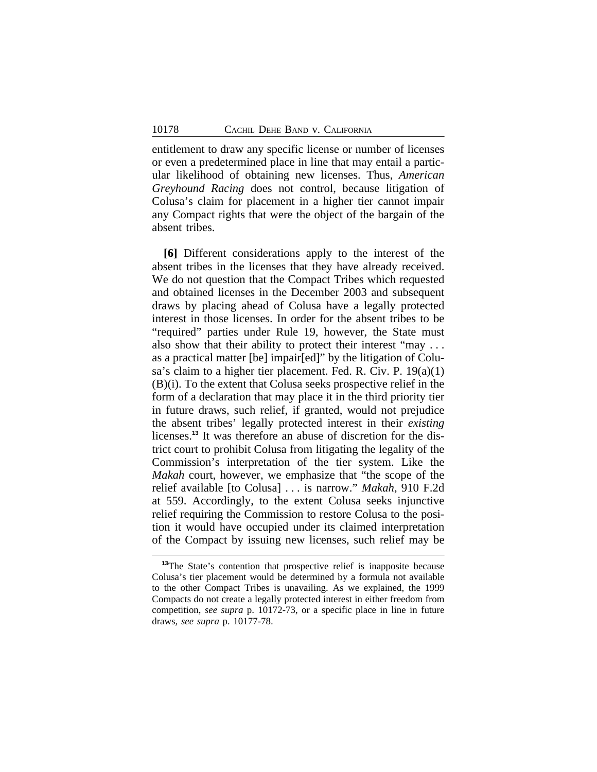entitlement to draw any specific license or number of licenses or even a predetermined place in line that may entail a particular likelihood of obtaining new licenses. Thus, *American Greyhound Racing* does not control, because litigation of Colusa's claim for placement in a higher tier cannot impair any Compact rights that were the object of the bargain of the absent tribes.

**[6]** Different considerations apply to the interest of the absent tribes in the licenses that they have already received. We do not question that the Compact Tribes which requested and obtained licenses in the December 2003 and subsequent draws by placing ahead of Colusa have a legally protected interest in those licenses. In order for the absent tribes to be "required" parties under Rule 19, however, the State must also show that their ability to protect their interest "may . . . as a practical matter [be] impair[ed]" by the litigation of Colusa's claim to a higher tier placement. Fed. R. Civ. P. 19(a)(1)(B)(i). To the extent that Colusa seeks prospective relief in the form of a declaration that may place it in the third priority tier in future draws, such relief, if granted, would not prejudice the absent tribes' legally protected interest in their *existing* licenses.[13] It was therefore an abuse of discretion for the district court to prohibit Colusa from litigating the legality of the Commission's interpretation of the tier system. Like the *Makah* court, however, we emphasize that "the scope of the relief available [to Colusa] . . . is narrow." *Makah*, 910 F.2d at 559. Accordingly, to the extent Colusa seeks injunctive relief requiring the Commission to restore Colusa to the position it would have occupied under its claimed interpretation of the Compact by issuing new licenses, such relief may be

[13] The State's contention that prospective relief is inapposite because Colusa's tier placement would be determined by a formula not available to the other Compact Tribes is unavailing. As we explained, the 1999 Compacts do not create a legally protected interest in either freedom from competition, *see supra* p. 10172-73, or a specific place in line in future draws, *see supra* p. 10177-78.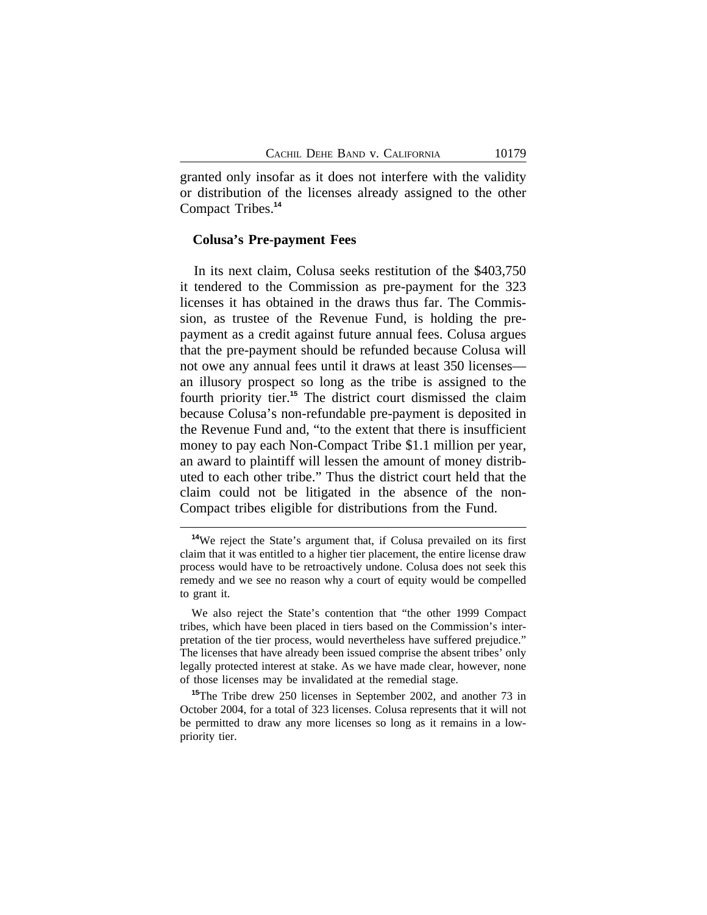granted only insofar as it does not interfere with the validity or distribution of the licenses already assigned to the other Compact Tribes.[14]

**Colusa's Pre-payment Fees**

In its next claim, Colusa seeks restitution of the $403,750 it tendered to the Commission as pre-payment for the 323 licenses it has obtained in the draws thus far. The Commission, as trustee of the Revenue Fund, is holding the pre-payment as a credit against future annual fees. Colusa argues that the pre-payment should be refunded because Colusa will not owe any annual fees until it draws at least 350 licenses—an illusory prospect so long as the tribe is assigned to the fourth priority tier.[15] The district court dismissed the claim because Colusa's non-refundable pre-payment is deposited in the Revenue Fund and, "to the extent that there is insufficient money to pay each Non-Compact Tribe $1.1 million per year, an award to plaintiff will lessen the amount of money distributed to each other tribe." Thus the district court held that the claim could not be litigated in the absence of the non-Compact tribes eligible for distributions from the Fund.

---

[14]We reject the State's argument that, if Colusa prevailed on its first claim that it was entitled to a higher tier placement, the entire license draw process would have to be retroactively undone. Colusa does not seek this remedy and we see no reason why a court of equity would be compelled to grant it.

We also reject the State's contention that "the other 1999 Compact tribes, which have been placed in tiers based on the Commission's interpretation of the tier process, would nevertheless have suffered prejudice." The licenses that have already been issued comprise the absent tribes' only legally protected interest at stake. As we have made clear, however, none of those licenses may be invalidated at the remedial stage.

[15]The Tribe drew 250 licenses in September 2002, and another 73 in October 2004, for a total of 323 licenses. Colusa represents that it will not be permitted to draw any more licenses so long as it remains in a low-priority tier.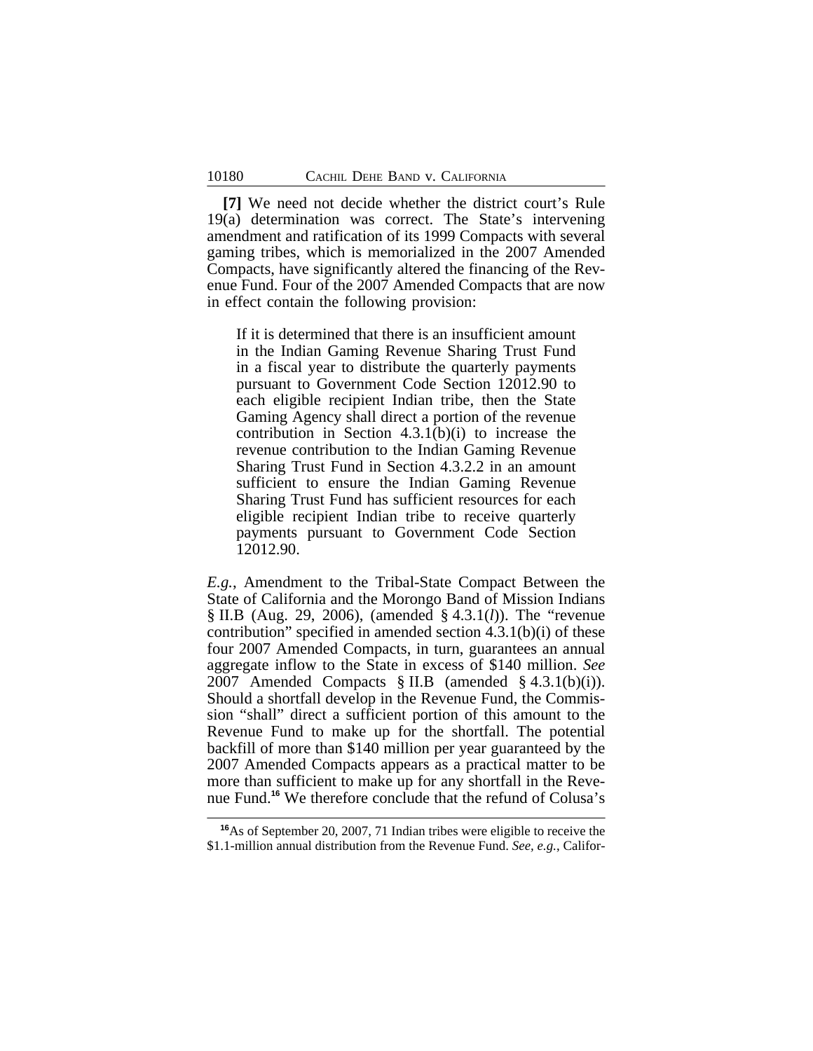**[7]** We need not decide whether the district court's Rule 19(a) determination was correct. The State's intervening amendment and ratification of its 1999 Compacts with several gaming tribes, which is memorialized in the 2007 Amended Compacts, have significantly altered the financing of the Revenue Fund. Four of the 2007 Amended Compacts that are now in effect contain the following provision:

> If it is determined that there is an insufficient amount in the Indian Gaming Revenue Sharing Trust Fund in a fiscal year to distribute the quarterly payments pursuant to Government Code Section 12012.90 to each eligible recipient Indian tribe, then the State Gaming Agency shall direct a portion of the revenue contribution in Section 4.3.1(b)(i) to increase the revenue contribution to the Indian Gaming Revenue Sharing Trust Fund in Section 4.3.2.2 in an amount sufficient to ensure the Indian Gaming Revenue Sharing Trust Fund has sufficient resources for each eligible recipient Indian tribe to receive quarterly payments pursuant to Government Code Section 12012.90.

*E.g.*, Amendment to the Tribal-State Compact Between the State of California and the Morongo Band of Mission Indians § II.B (Aug. 29, 2006), (amended § 4.3.1(*l*)). The "revenue contribution" specified in amended section 4.3.1(b)(i) of these four 2007 Amended Compacts, in turn, guarantees an annual aggregate inflow to the State in excess of $140 million. *See* 2007 Amended Compacts § II.B (amended § 4.3.1(b)(i)). Should a shortfall develop in the Revenue Fund, the Commission "shall" direct a sufficient portion of this amount to the Revenue Fund to make up for the shortfall. The potential backfill of more than $140 million per year guaranteed by the 2007 Amended Compacts appears as a practical matter to be more than sufficient to make up for any shortfall in the Revenue Fund.[16] We therefore conclude that the refund of Colusa's

[16] As of September 20, 2007, 71 Indian tribes were eligible to receive the $1.1-million annual distribution from the Revenue Fund. *See, e.g.*, Califor-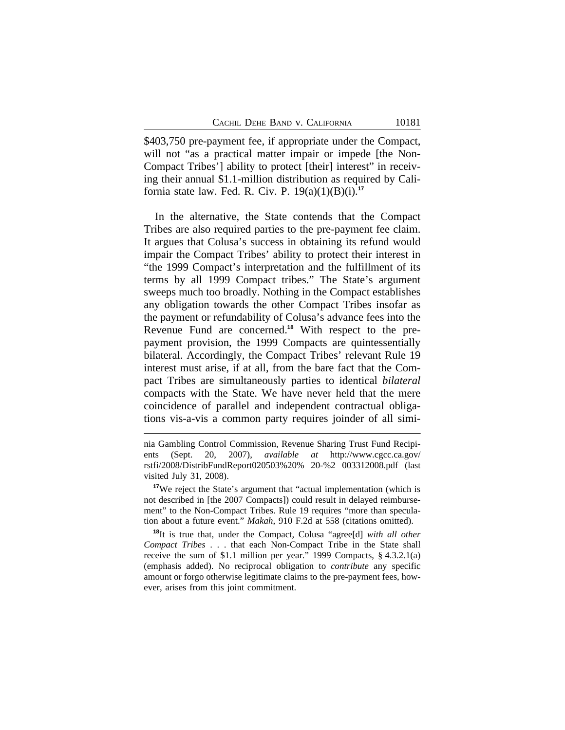$403,750 pre-payment fee, if appropriate under the Compact, will not "as a practical matter impair or impede [the Non-Compact Tribes'] ability to protect [their] interest" in receiving their annual $1.1-million distribution as required by California state law. Fed. R. Civ. P. 19(a)(1)(B)(i).[17]

In the alternative, the State contends that the Compact Tribes are also required parties to the pre-payment fee claim. It argues that Colusa's success in obtaining its refund would impair the Compact Tribes' ability to protect their interest in "the 1999 Compact's interpretation and the fulfillment of its terms by all 1999 Compact tribes." The State's argument sweeps much too broadly. Nothing in the Compact establishes any obligation towards the other Compact Tribes insofar as the payment or refundability of Colusa's advance fees into the Revenue Fund are concerned.[18] With respect to the pre-payment provision, the 1999 Compacts are quintessentially bilateral. Accordingly, the Compact Tribes' relevant Rule 19 interest must arise, if at all, from the bare fact that the Compact Tribes are simultaneously parties to identical *bilateral* compacts with the State. We have never held that the mere coincidence of parallel and independent contractual obligations vis-a-vis a common party requires joinder of all simi-

---

nia Gambling Control Commission, Revenue Sharing Trust Fund Recipients (Sept. 20, 2007), *available at* http://www.cgcc.ca.gov/rstfi/2008/DistribFundReport020503%20% 20-%2 003312008.pdf (last visited July 31, 2008).

[17]We reject the State's argument that "actual implementation (which is not described in [the 2007 Compacts]) could result in delayed reimbursement" to the Non-Compact Tribes. Rule 19 requires "more than speculation about a future event." *Makah*, 910 F.2d at 558 (citations omitted).

[18]It is true that, under the Compact, Colusa "agree[d] *with all other Compact Tribes* . . . that each Non-Compact Tribe in the State shall receive the sum of $1.1 million per year." 1999 Compacts, § 4.3.2.1(a) (emphasis added). No reciprocal obligation to *contribute* any specific amount or forgo otherwise legitimate claims to the pre-payment fees, however, arises from this joint commitment.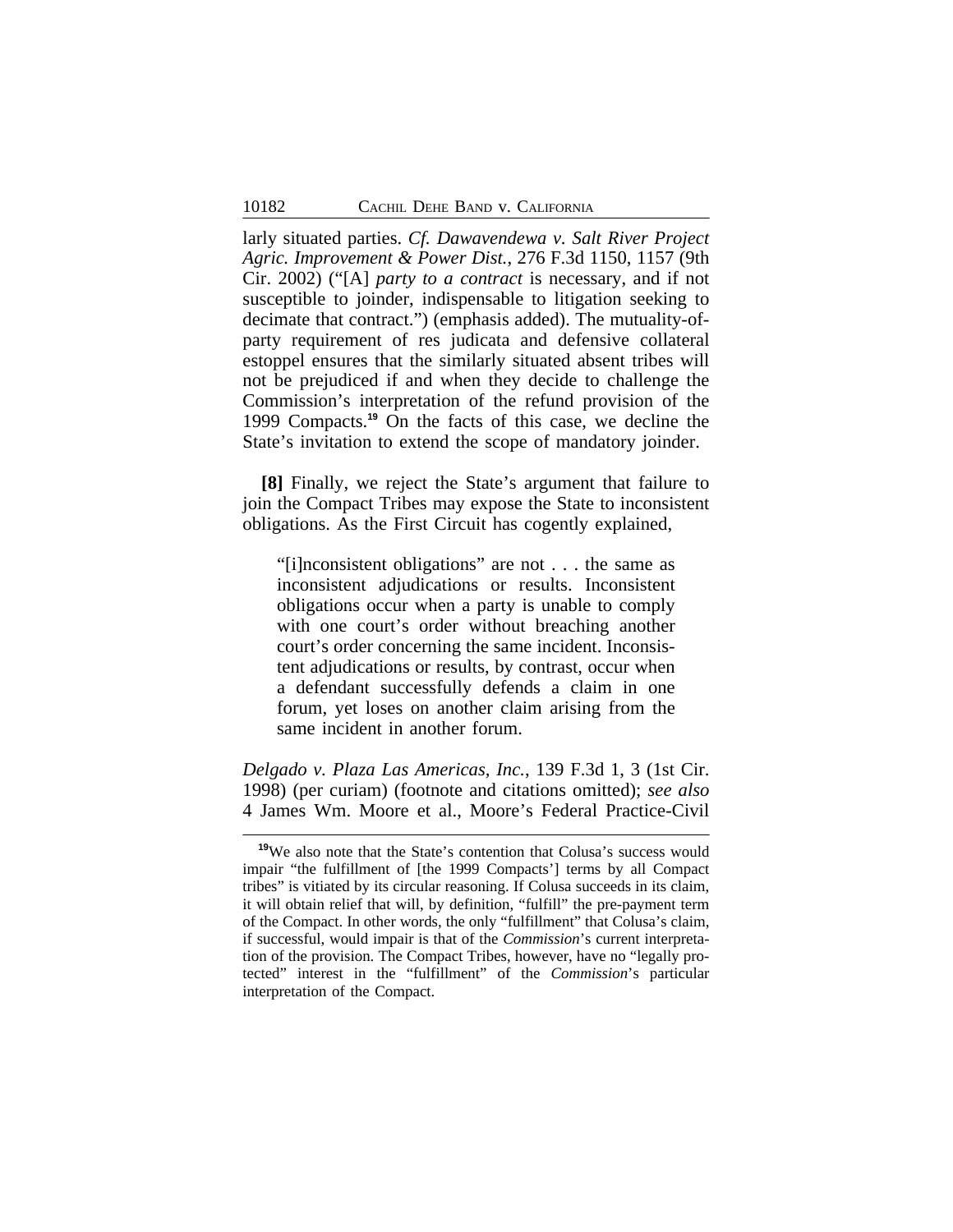larly situated parties. *Cf. Dawavendewa v. Salt River Project Agric. Improvement & Power Dist.*, 276 F.3d 1150, 1157 (9th Cir. 2002) ("[A] *party to a contract* is necessary, and if not susceptible to joinder, indispensable to litigation seeking to decimate that contract.") (emphasis added). The mutuality-of-party requirement of res judicata and defensive collateral estoppel ensures that the similarly situated absent tribes will not be prejudiced if and when they decide to challenge the Commission's interpretation of the refund provision of the 1999 Compacts.[19] On the facts of this case, we decline the State's invitation to extend the scope of mandatory joinder.

**[8]** Finally, we reject the State's argument that failure to join the Compact Tribes may expose the State to inconsistent obligations. As the First Circuit has cogently explained,

> "[i]nconsistent obligations" are not . . . the same as inconsistent adjudications or results. Inconsistent obligations occur when a party is unable to comply with one court's order without breaching another court's order concerning the same incident. Inconsistent adjudications or results, by contrast, occur when a defendant successfully defends a claim in one forum, yet loses on another claim arising from the same incident in another forum.

*Delgado v. Plaza Las Americas, Inc.*, 139 F.3d 1, 3 (1st Cir. 1998) (per curiam) (footnote and citations omitted); *see also* 4 James Wm. Moore et al., Moore's Federal Practice-Civil

---

[19] We also note that the State's contention that Colusa's success would impair "the fulfillment of [the 1999 Compacts'] terms by all Compact tribes" is vitiated by its circular reasoning. If Colusa succeeds in its claim, it will obtain relief that will, by definition, "fulfill" the pre-payment term of the Compact. In other words, the only "fulfillment" that Colusa's claim, if successful, would impair is that of the *Commission*'s current interpretation of the provision. The Compact Tribes, however, have no "legally protected" interest in the "fulfillment" of the *Commission*'s particular interpretation of the Compact.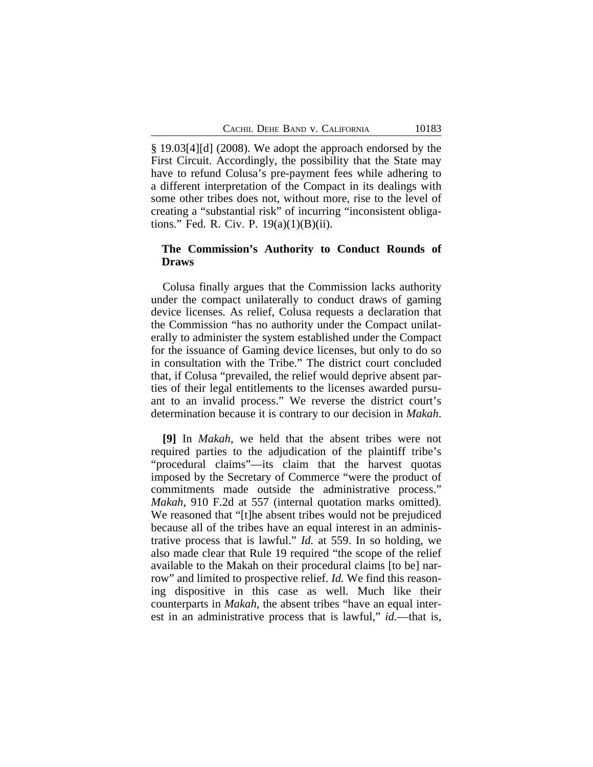§ 19.03[4][d] (2008). We adopt the approach endorsed by the First Circuit. Accordingly, the possibility that the State may have to refund Colusa's pre-payment fees while adhering to a different interpretation of the Compact in its dealings with some other tribes does not, without more, rise to the level of creating a "substantial risk" of incurring "inconsistent obligations." Fed. R. Civ. P. 19(a)(1)(B)(ii).

### The Commission's Authority to Conduct Rounds of Draws

Colusa finally argues that the Commission lacks authority under the compact unilaterally to conduct draws of gaming device licenses. As relief, Colusa requests a declaration that the Commission "has no authority under the Compact unilaterally to administer the system established under the Compact for the issuance of Gaming device licenses, but only to do so in consultation with the Tribe." The district court concluded that, if Colusa "prevailed, the relief would deprive absent parties of their legal entitlements to the licenses awarded pursuant to an invalid process." We reverse the district court's determination because it is contrary to our decision in *Makah*.

**[9]** In *Makah*, we held that the absent tribes were not required parties to the adjudication of the plaintiff tribe's "procedural claims"—its claim that the harvest quotas imposed by the Secretary of Commerce "were the product of commitments made outside the administrative process." *Makah*, 910 F.2d at 557 (internal quotation marks omitted). We reasoned that "[t]he absent tribes would not be prejudiced because all of the tribes have an equal interest in an administrative process that is lawful." *Id.* at 559. In so holding, we also made clear that Rule 19 required "the scope of the relief available to the Makah on their procedural claims [to be] narrow" and limited to prospective relief. *Id.* We find this reasoning dispositive in this case as well. Much like their counterparts in *Makah*, the absent tribes "have an equal interest in an administrative process that is lawful," *id.*—that is,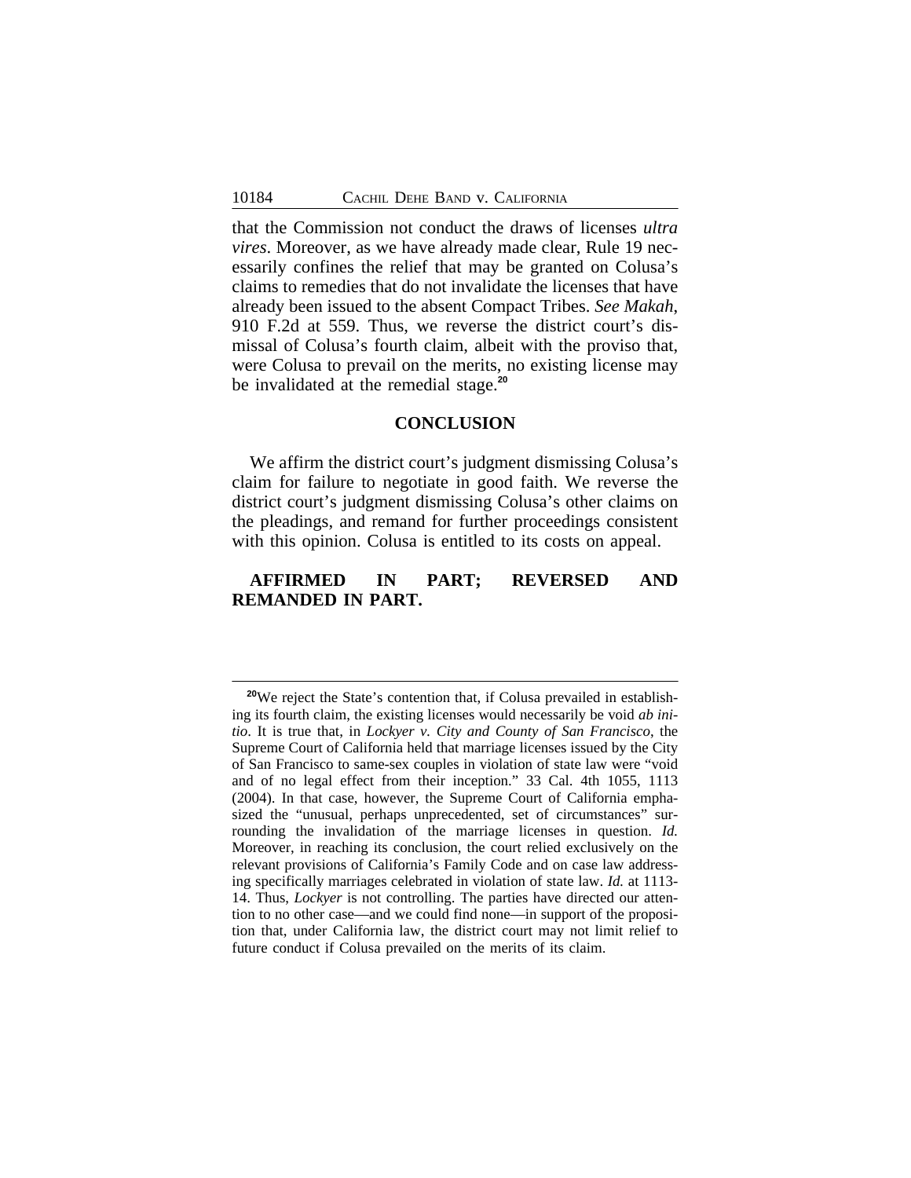that the Commission not conduct the draws of licenses *ultra vires*. Moreover, as we have already made clear, Rule 19 necessarily confines the relief that may be granted on Colusa's claims to remedies that do not invalidate the licenses that have already been issued to the absent Compact Tribes. *See Makah*, 910 F.2d at 559. Thus, we reverse the district court's dismissal of Colusa's fourth claim, albeit with the proviso that, were Colusa to prevail on the merits, no existing license may be invalidated at the remedial stage.[20]

## CONCLUSION

We affirm the district court's judgment dismissing Colusa's claim for failure to negotiate in good faith. We reverse the district court's judgment dismissing Colusa's other claims on the pleadings, and remand for further proceedings consistent with this opinion. Colusa is entitled to its costs on appeal.

**AFFIRMED IN PART; REVERSED AND REMANDED IN PART.**

---

[20]We reject the State's contention that, if Colusa prevailed in establishing its fourth claim, the existing licenses would necessarily be void *ab initio*. It is true that, in *Lockyer v. City and County of San Francisco*, the Supreme Court of California held that marriage licenses issued by the City of San Francisco to same-sex couples in violation of state law were "void and of no legal effect from their inception." 33 Cal. 4th 1055, 1113 (2004). In that case, however, the Supreme Court of California emphasized the "unusual, perhaps unprecedented, set of circumstances" surrounding the invalidation of the marriage licenses in question. *Id.* Moreover, in reaching its conclusion, the court relied exclusively on the relevant provisions of California's Family Code and on case law addressing specifically marriages celebrated in violation of state law. *Id.* at 1113-14. Thus, *Lockyer* is not controlling. The parties have directed our attention to no other case—and we could find none—in support of the proposition that, under California law, the district court may not limit relief to future conduct if Colusa prevailed on the merits of its claim.